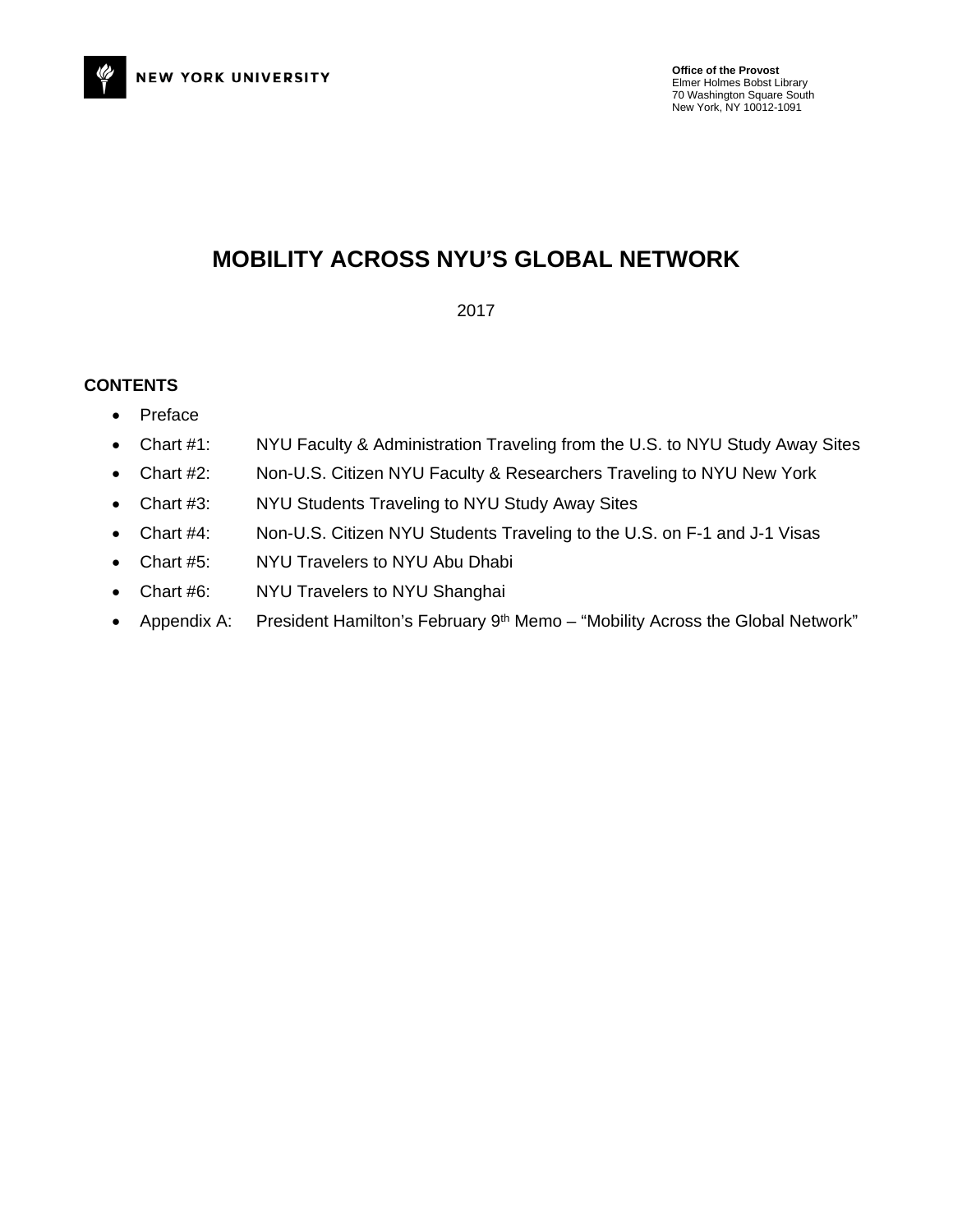NEW YORK UNIVERSITY

**Office of the Provost**
Elmer Holmes Bobst Library
70 Washington Square South
New York, NY 10012-1091

# MOBILITY ACROSS NYU'S GLOBAL NETWORK

2017

**CONTENTS**

- Preface
- Chart #1: NYU Faculty & Administration Traveling from the U.S. to NYU Study Away Sites
- Chart #2: Non-U.S. Citizen NYU Faculty & Researchers Traveling to NYU New York
- Chart #3: NYU Students Traveling to NYU Study Away Sites
- Chart #4: Non-U.S. Citizen NYU Students Traveling to the U.S. on F-1 and J-1 Visas
- Chart #5: NYU Travelers to NYU Abu Dhabi
- Chart #6: NYU Travelers to NYU Shanghai
- Appendix A: President Hamilton's February 9th Memo – "Mobility Across the Global Network"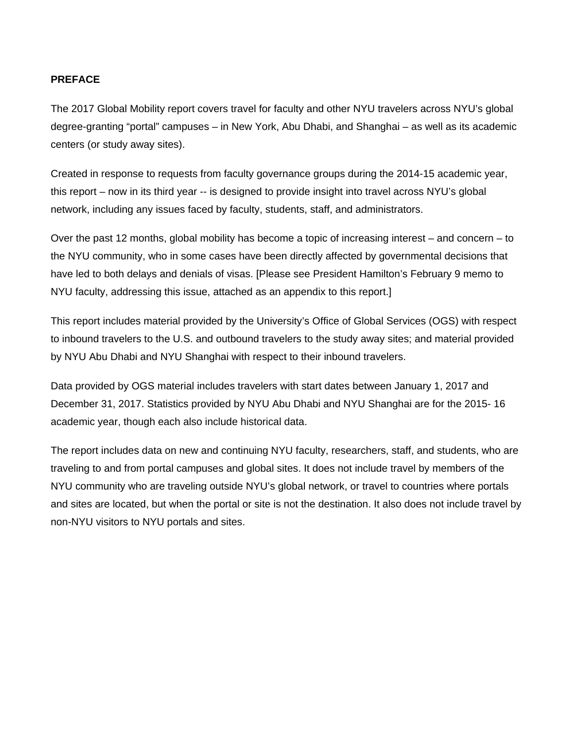**PREFACE**

The 2017 Global Mobility report covers travel for faculty and other NYU travelers across NYU's global degree-granting "portal" campuses – in New York, Abu Dhabi, and Shanghai – as well as its academic centers (or study away sites).

Created in response to requests from faculty governance groups during the 2014-15 academic year, this report – now in its third year -- is designed to provide insight into travel across NYU's global network, including any issues faced by faculty, students, staff, and administrators.

Over the past 12 months, global mobility has become a topic of increasing interest – and concern – to the NYU community, who in some cases have been directly affected by governmental decisions that have led to both delays and denials of visas. [Please see President Hamilton's February 9 memo to NYU faculty, addressing this issue, attached as an appendix to this report.]

This report includes material provided by the University's Office of Global Services (OGS) with respect to inbound travelers to the U.S. and outbound travelers to the study away sites; and material provided by NYU Abu Dhabi and NYU Shanghai with respect to their inbound travelers.

Data provided by OGS material includes travelers with start dates between January 1, 2017 and December 31, 2017. Statistics provided by NYU Abu Dhabi and NYU Shanghai are for the 2015- 16 academic year, though each also include historical data.

The report includes data on new and continuing NYU faculty, researchers, staff, and students, who are traveling to and from portal campuses and global sites. It does not include travel by members of the NYU community who are traveling outside NYU's global network, or travel to countries where portals and sites are located, but when the portal or site is not the destination. It also does not include travel by non-NYU visitors to NYU portals and sites.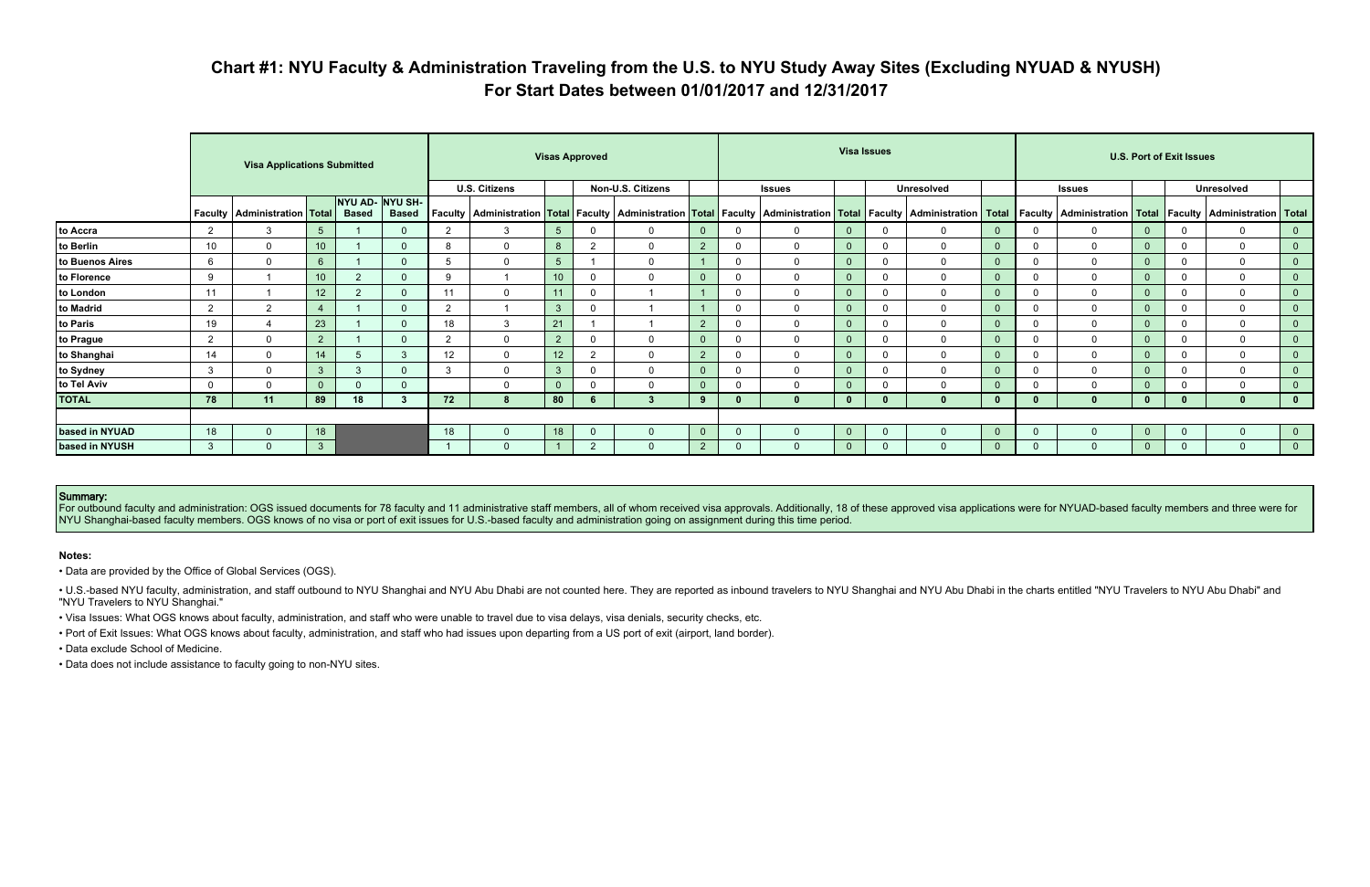# Chart #1: NYU Faculty & Administration Traveling from the U.S. to NYU Study Away Sites (Excluding NYUAD & NYUSH)
## For Start Dates between 01/01/2017 and 12/31/2017

| | Visa Applications Submitted | | | | | Visas Approved | | | | | | Visa Issues | | | | | | U.S. Port of Exit Issues | | | | | |
|---|---|---|---|---|---|---|---|---|---|---|---|---|---|---|---|---|---|---|---|---|---|---|---|
| | | | | | | U.S. Citizens | | | Non-U.S. Citizens | | | Issues | | | Unresolved | | | Issues | | | Unresolved | | |
| | Faculty | Administration | Total | NYU AD-Based | NYU SH-Based | Faculty | Administration | Total | Faculty | Administration | Total | Faculty | Administration | Total | Faculty | Administration | Total | Faculty | Administration | Total | Faculty | Administration | Total |
| to Accra | 2 | 3 | 5 | 1 | 0 | 2 | 3 | 5 | 0 | 0 | 0 | 0 | 0 | 0 | 0 | 0 | 0 | 0 | 0 | 0 | 0 | 0 | 0 |
| to Berlin | 10 | 0 | 10 | 1 | 0 | 8 | 0 | 8 | 2 | 0 | 2 | 0 | 0 | 0 | 0 | 0 | 0 | 0 | 0 | 0 | 0 | 0 | 0 |
| to Buenos Aires | 6 | 0 | 6 | 1 | 0 | 5 | 0 | 5 | 1 | 0 | 1 | 0 | 0 | 0 | 0 | 0 | 0 | 0 | 0 | 0 | 0 | 0 | 0 |
| to Florence | 9 | 1 | 10 | 2 | 0 | 9 | 1 | 10 | 0 | 0 | 0 | 0 | 0 | 0 | 0 | 0 | 0 | 0 | 0 | 0 | 0 | 0 | 0 |
| to London | 11 | 1 | 12 | 2 | 0 | 11 | 0 | 11 | 0 | 1 | 1 | 0 | 0 | 0 | 0 | 0 | 0 | 0 | 0 | 0 | 0 | 0 | 0 |
| to Madrid | 2 | 2 | 4 | 1 | 0 | 2 | 1 | 3 | 0 | 1 | 1 | 0 | 0 | 0 | 0 | 0 | 0 | 0 | 0 | 0 | 0 | 0 | 0 |
| to Paris | 19 | 4 | 23 | 1 | 0 | 18 | 3 | 21 | 1 | 1 | 2 | 0 | 0 | 0 | 0 | 0 | 0 | 0 | 0 | 0 | 0 | 0 | 0 |
| to Prague | 2 | 0 | 2 | 1 | 0 | 2 | 0 | 2 | 0 | 0 | 0 | 0 | 0 | 0 | 0 | 0 | 0 | 0 | 0 | 0 | 0 | 0 | 0 |
| to Shanghai | 14 | 0 | 14 | 5 | 3 | 12 | 0 | 12 | 2 | 0 | 2 | 0 | 0 | 0 | 0 | 0 | 0 | 0 | 0 | 0 | 0 | 0 | 0 |
| to Sydney | 3 | 0 | 3 | 3 | 0 | 3 | 0 | 3 | 0 | 0 | 0 | 0 | 0 | 0 | 0 | 0 | 0 | 0 | 0 | 0 | 0 | 0 | 0 |
| to Tel Aviv | 0 | 0 | 0 | 0 | 0 | | 0 | 0 | 0 | 0 | 0 | 0 | 0 | 0 | 0 | 0 | 0 | 0 | 0 | 0 | 0 | 0 | 0 |
| **TOTAL** | **78** | **11** | **89** | **18** | **3** | **72** | **8** | **80** | **6** | **3** | **9** | **0** | **0** | **0** | **0** | **0** | **0** | **0** | **0** | **0** | **0** | **0** | **0** |
| | | | | | | | | | | | | | | | | | | | | | | | |
| based in NYUAD | 18 | 0 | 18 | | | 18 | 0 | 18 | 0 | 0 | 0 | 0 | 0 | 0 | 0 | 0 | 0 | 0 | 0 | 0 | 0 | 0 | 0 |
| based in NYUSH | 3 | 0 | 3 | | | 1 | 0 | 1 | 2 | 0 | 2 | 0 | 0 | 0 | 0 | 0 | 0 | 0 | 0 | 0 | 0 | 0 | 0 |

**Summary:**
For outbound faculty and administration: OGS issued documents for 78 faculty and 11 administrative staff members, all of whom received visa approvals. Additionally, 18 of these approved visa applications were for NYUAD-based faculty members and three were for NYU Shanghai-based faculty members. OGS knows of no visa or port of exit issues for U.S.-based faculty and administration going on assignment during this time period.

**Notes:**

- Data are provided by the Office of Global Services (OGS).
- U.S.-based NYU faculty, administration, and staff outbound to NYU Shanghai and NYU Abu Dhabi are not counted here. They are reported as inbound travelers to NYU Shanghai and NYU Abu Dhabi in the charts entitled "NYU Travelers to NYU Abu Dhabi" and "NYU Travelers to NYU Shanghai."
- Visa Issues: What OGS knows about faculty, administration, and staff who were unable to travel due to visa delays, visa denials, security checks, etc.
- Port of Exit Issues: What OGS knows about faculty, administration, and staff who had issues upon departing from a US port of exit (airport, land border).
- Data exclude School of Medicine.
- Data does not include assistance to faculty going to non-NYU sites.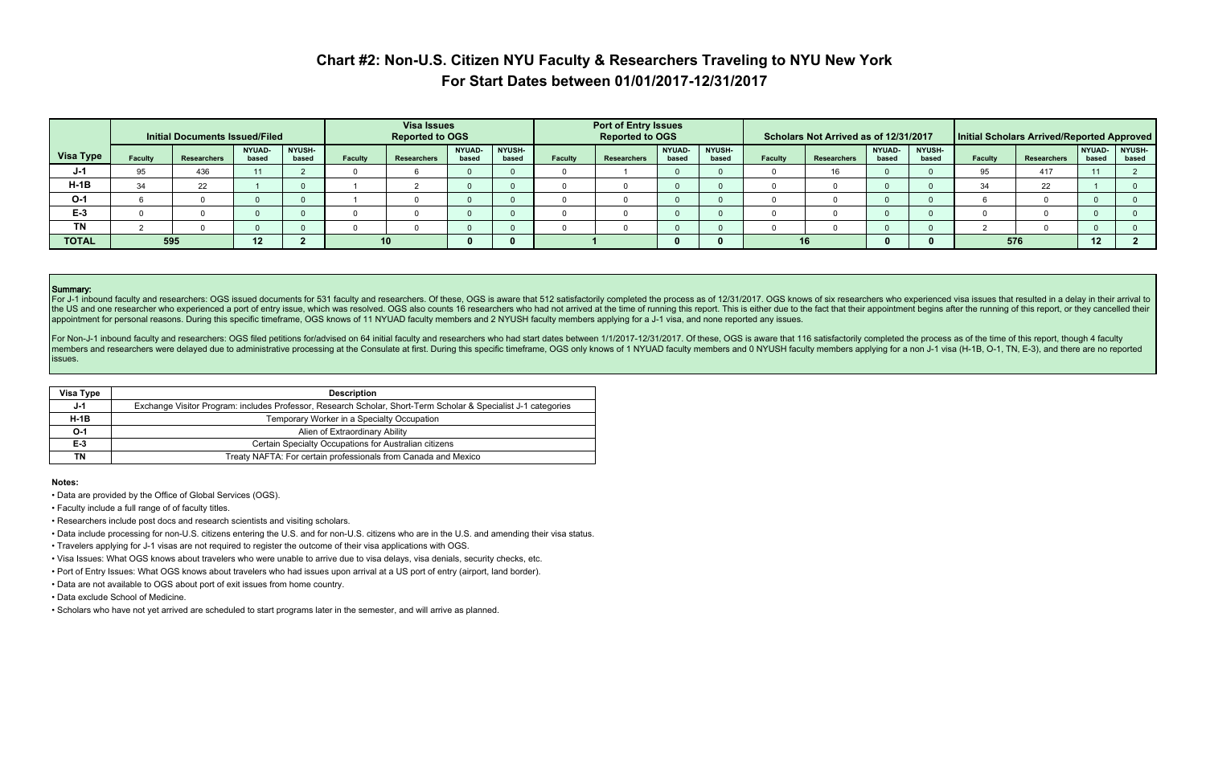# Chart #2: Non-U.S. Citizen NYU Faculty & Researchers Traveling to NYU New York

## For Start Dates between 01/01/2017-12/31/2017

| | Initial Documents Issued/Filed | | | | Visa Issues Reported to OGS | | | | Port of Entry Issues Reported to OGS | | | | Scholars Not Arrived as of 12/31/2017 | | | | Initial Scholars Arrived/Reported Approved | | | |
|---|---|---|---|---|---|---|---|---|---|---|---|---|---|---|---|---|---|---|---|---|
| **Visa Type** | Faculty | Researchers | NYUAD-based | NYUSH-based | Faculty | Researchers | NYUAD-based | NYUSH-based | Faculty | Researchers | NYUAD-based | NYUSH-based | Faculty | Researchers | NYUAD-based | NYUSH-based | Faculty | Researchers | NYUAD-based | NYUSH-based |
| **J-1** | 95 | 436 | 11 | 2 | 0 | 6 | 0 | 0 | 0 | 1 | 0 | 0 | 0 | 16 | 0 | 0 | 95 | 417 | 11 | 2 |
| **H-1B** | 34 | 22 | 1 | 0 | 1 | 2 | 0 | 0 | 0 | 0 | 0 | 0 | 0 | 0 | 0 | 0 | 34 | 22 | 1 | 0 |
| **O-1** | 6 | 0 | 0 | 0 | 1 | 0 | 0 | 0 | 0 | 0 | 0 | 0 | 0 | 0 | 0 | 0 | 6 | 0 | 0 | 0 |
| **E-3** | 0 | 0 | 0 | 0 | 0 | 0 | 0 | 0 | 0 | 0 | 0 | 0 | 0 | 0 | 0 | 0 | 0 | 0 | 0 | 0 |
| **TN** | 2 | 0 | 0 | 0 | 0 | 0 | 0 | 0 | 0 | 0 | 0 | 0 | 0 | 0 | 0 | 0 | 2 | 0 | 0 | 0 |
| **TOTAL** | **595** | | **12** | **2** | **10** | | **0** | **0** | **1** | | **0** | **0** | **16** | | **0** | **0** | **576** | | **12** | **2** |

**Summary:**

For J-1 inbound faculty and researchers: OGS issued documents for 531 faculty and researchers. Of these, OGS is aware that 512 satisfactorily completed the process as of 12/31/2017. OGS knows of six researchers who experienced visa issues that resulted in a delay in their arrival to the US and one researcher who experienced a port of entry issue, which was resolved. OGS also counts 16 researchers who had not arrived at the time of running this report. This is either due to the fact that their appointment begins after the running of this report, or they cancelled their appointment for personal reasons. During this specific timeframe, OGS knows of 11 NYUAD faculty members and 2 NYUSH faculty members applying for a J-1 visa, and none reported any issues.

For Non-J-1 inbound faculty and researchers: OGS filed petitions for/advised on 64 initial faculty and researchers who had start dates between 1/1/2017-12/31/2017. Of these, OGS is aware that 116 satisfactorily completed the process as of the time of this report, though 4 faculty members and researchers were delayed due to administrative processing at the Consulate at first. During this specific timeframe, OGS only knows of 1 NYUAD faculty members and 0 NYUSH faculty members applying for a non J-1 visa (H-1B, O-1, TN, E-3), and there are no reported issues.

| Visa Type | Description |
|---|---|
| **J-1** | Exchange Visitor Program: includes Professor, Research Scholar, Short-Term Scholar & Specialist J-1 categories |
| **H-1B** | Temporary Worker in a Specialty Occupation |
| **O-1** | Alien of Extraordinary Ability |
| **E-3** | Certain Specialty Occupations for Australian citizens |
| **TN** | Treaty NAFTA: For certain professionals from Canada and Mexico |

**Notes:**

- Data are provided by the Office of Global Services (OGS).
- Faculty include a full range of of faculty titles.
- Researchers include post docs and research scientists and visiting scholars.
- Data include processing for non-U.S. citizens entering the U.S. and for non-U.S. citizens who are in the U.S. and amending their visa status.
- Travelers applying for J-1 visas are not required to register the outcome of their visa applications with OGS.
- Visa Issues: What OGS knows about travelers who were unable to arrive due to visa delays, visa denials, security checks, etc.
- Port of Entry Issues: What OGS knows about travelers who had issues upon arrival at a US port of entry (airport, land border).
- Data are not available to OGS about port of exit issues from home country.
- Data exclude School of Medicine.
- Scholars who have not yet arrived are scheduled to start programs later in the semester, and will arrive as planned.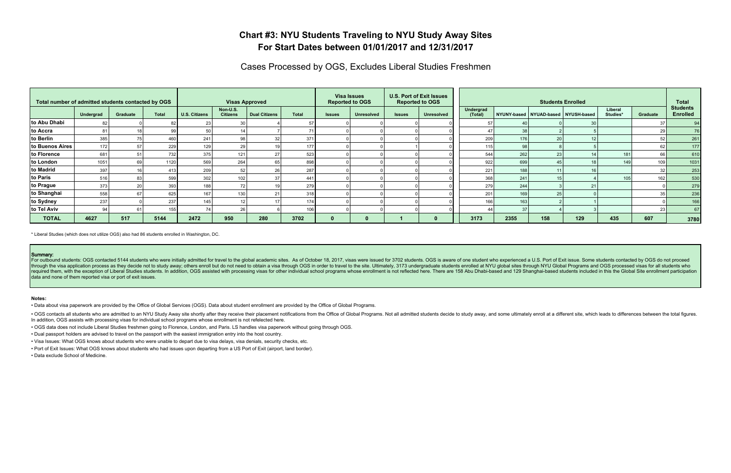# Chart #3: NYU Students Traveling to NYU Study Away Sites
## For Start Dates between 01/01/2017 and 12/31/2017

Cases Processed by OGS, Excludes Liberal Studies Freshmen

| Total number of admitted students contacted by OGS | | | | Visas Approved | | | | Visa Issues Reported to OGS | | U.S. Port of Exit Issues Reported to OGS | | Students Enrolled | | | | | | Total Students Enrolled |
|---|---|---|---|---|---|---|---|---|---|---|---|---|---|---|---|---|---|---|
| | Undergrad | Graduate | Total | U.S. Citizens | Non-U.S. Citizens | Dual Citizens | Total | Issues | Unresolved | Issues | Unresolved | Undergrad (Total) | NYUNY-based | NYUAD-based | NYUSH-based | Liberal Studies* | Graduate | |
| to Abu Dhabi | 82 | 0 | 82 | 23 | 30 | 4 | 57 | 0 | 0 | 0 | 0 | 57 | 40 | 0 | 30 | | 37 | 94 |
| to Accra | 81 | 18 | 99 | 50 | 14 | 7 | 71 | 0 | 0 | 0 | 0 | 47 | 38 | 2 | 5 | | 29 | 76 |
| to Berlin | 385 | 75 | 460 | 241 | 98 | 32 | 371 | 0 | 0 | 0 | 0 | 209 | 176 | 20 | 12 | | 52 | 261 |
| to Buenos Aires | 172 | 57 | 229 | 129 | 29 | 19 | 177 | 0 | 0 | 1 | 0 | 115 | 98 | 8 | 5 | | 62 | 177 |
| to Florence | 681 | 51 | 732 | 375 | 121 | 27 | 523 | 0 | 0 | 0 | 0 | 544 | 262 | 23 | 14 | 181 | 66 | 610 |
| to London | 1051 | 69 | 1120 | 569 | 264 | 65 | 898 | 0 | 0 | 0 | 0 | 922 | 699 | 45 | 18 | 149 | 109 | 1031 |
| to Madrid | 397 | 16 | 413 | 209 | 52 | 26 | 287 | 0 | 0 | 0 | 0 | 221 | 188 | 11 | 16 | | 32 | 253 |
| to Paris | 516 | 83 | 599 | 302 | 102 | 37 | 441 | 0 | 0 | 0 | 0 | 368 | 241 | 15 | 4 | 105 | 162 | 530 |
| to Prague | 373 | 20 | 393 | 188 | 72 | 19 | 279 | 0 | 0 | 0 | 0 | 279 | 244 | 3 | 21 | | 0 | 279 |
| to Shanghai | 558 | 67 | 625 | 167 | 130 | 21 | 318 | 0 | 0 | 0 | 0 | 201 | 169 | 25 | 0 | | 35 | 236 |
| to Sydney | 237 | 0 | 237 | 145 | 12 | 17 | 174 | 0 | 0 | 0 | 0 | 166 | 163 | 2 | 1 | | 0 | 166 |
| to Tel Aviv | 94 | 61 | 155 | 74 | 26 | 6 | 106 | 0 | 0 | 0 | 0 | 44 | 37 | 4 | 3 | | 23 | 67 |
| **TOTAL** | **4627** | **517** | **5144** | **2472** | **950** | **280** | **3702** | **0** | **0** | **1** | **0** | **3173** | **2355** | **158** | **129** | **435** | **607** | **3780** |

\* Liberal Studies (which does not utilize OGS) also had 86 students enrolled in Washington, DC.

**Summary:**
For outbound students: OGS contacted 5144 students who were initially admitted for travel to the global academic sites. As of October 18, 2017, visas were issued for 3702 students. OGS is aware of one student who experienced a U.S. Port of Exit issue. Some students contacted by OGS do not proceed through the visa application process as they decide not to study away; others enroll but do not need to obtain a visa through OGS in order to travel to the site. Ultimately, 3173 undergraduate students enrolled at NYU global sites through NYU Global Programs and OGS processed visas for all students who required them, with the exception of Liberal Studies students. In addition, OGS assisted with processing visas for other individual school programs whose enrollment is not reflected here. There are 158 Abu Dhabi-based and 129 Shanghai-based students included in this the Global Site enrollment participation data and none of them reported visa or port of exit issues.

**Notes:**

- Data about visa paperwork are provided by the Office of Global Services (OGS). Data about student enrollment are provided by the Office of Global Programs.
- OGS contacts all students who are admitted to an NYU Study Away site shortly after they receive their placement notifications from the Office of Global Programs. Not all admitted students decide to study away, and some ultimately enroll at a different site, which leads to differences between the total figures. In addition, OGS assists with processing visas for individual school programs whose enrollment is not refelected here.
- OGS data does not include Liberal Studies freshmen going to Florence, London, and Paris. LS handles visa paperwork without going through OGS.
- Dual passport holders are advised to travel on the passport with the easiest immigration entry into the host country.
- Visa Issues: What OGS knows about students who were unable to depart due to visa delays, visa denials, security checks, etc.
- Port of Exit Issues: What OGS knows about students who had issues upon departing from a US Port of Exit (airport, land border).
- Data exclude School of Medicine.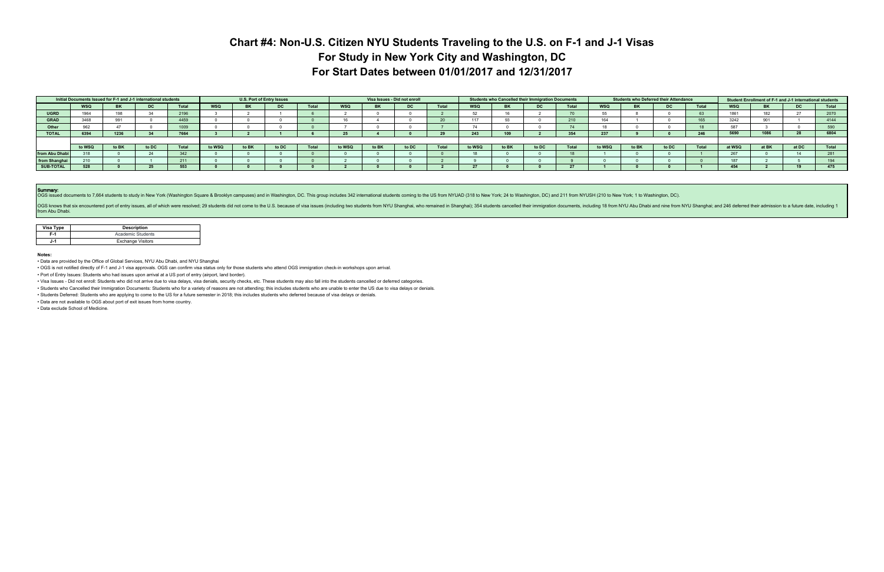# Chart #4: Non-U.S. Citizen NYU Students Traveling to the U.S. on F-1 and J-1 Visas

## For Study in New York City and Washington, DC

## For Start Dates between 01/01/2017 and 12/31/2017

| | Initial Documents Issued for F-1 and J-1 international students | | | | U.S. Port of Entry Issues | | | | Visa Issues - Did not enroll | | | | Students who Cancelled their Immigration Documents | | | | Students who Deferred their Attendance | | | | Student Enrollment of F-1 and J-1 international students | | | |
|---|---|---|---|---|---|---|---|---|---|---|---|---|---|---|---|---|---|---|---|---|---|---|---|---|
| | WSQ | BK | DC | Total | WSQ | BK | DC | Total | WSQ | BK | DC | Total | WSQ | BK | DC | Total | WSQ | BK | DC | Total | WSQ | BK | DC | Total |
| **UGRD** | 1964 | 198 | 34 | 2196 | 3 | 2 | 1 | 6 | 2 | 0 | 0 | 2 | 52 | 16 | 2 | 70 | 55 | 8 | 0 | 63 | 1861 | 182 | 27 | 2070 |
| **GRAD** | 3468 | 991 | 0 | 4459 | 0 | 0 | 0 | 0 | 16 | 4 | 0 | 20 | 117 | 93 | 0 | 210 | 164 | 1 | 0 | 165 | 3242 | 901 | 1 | 4144 |
| **Other** | 962 | 47 | 0 | 1009 | 0 | 0 | 0 | 0 | 7 | 0 | 0 | 7 | 74 | 0 | 0 | 74 | 18 | 0 | 0 | 18 | 587 | 3 | 0 | 590 |
| **TOTAL** | **6394** | **1236** | **34** | **7664** | **3** | **2** | **1** | **6** | **25** | **4** | **0** | **29** | **243** | **109** | **2** | **354** | **237** | **9** | **0** | **246** | **5690** | **1086** | **28** | **6804** |
| | to WSQ | to BK | to DC | Total | to WSQ | to BK | to DC | Total | to WSQ | to BK | to DC | Total | to WSQ | to BK | to DC | Total | to WSQ | to BK | to DC | Total | at WSQ | at BK | at DC | Total |
| **from Abu Dhabi** | 318 | 0 | 24 | 342 | 0 | 0 | 0 | 0 | 0 | 0 | 0 | 0 | 18 | 0 | 0 | 18 | 1 | 0 | 0 | 1 | 267 | 0 | 14 | 281 |
| **from Shanghai** | 210 | 0 | 1 | 211 | 0 | 0 | 0 | 0 | 2 | 0 | 0 | 2 | 9 | 0 | 0 | 9 | 0 | 0 | 0 | 0 | 187 | 2 | 5 | 194 |
| **SUB-TOTAL** | **528** | **0** | **25** | **553** | **0** | **0** | **0** | **0** | **2** | **0** | **0** | **2** | **27** | **0** | **0** | **27** | **1** | **0** | **0** | **1** | **454** | **2** | **19** | **475** |

**Summary:**
OGS issued documents to 7,664 students to study in New York (Washington Square & Brooklyn campuses) and in Washington, DC. This group includes 342 international students coming to the US from NYUAD (318 to New York; 24 to Washington, DC) and 211 from NYUSH (210 to New York; 1 to Washington, DC).

OGS knows that six encountered port of entry issues, all of which were resolved; 29 students did not come to the U.S. because of visa issues (including two students from NYU Shanghai, who remained in Shanghai); 354 students cancelled their immigration documents, including 18 from NYU Abu Dhabi and nine from NYU Shanghai; and 246 deferred their admission to a future date, including 1 from Abu Dhabi.

| Visa Type | Description |
|---|---|
| F-1 | Academic Students |
| J-1 | Exchange Visitors |

**Notes:**

- Data are provided by the Office of Global Services, NYU Abu Dhabi, and NYU Shanghai
- OGS is not notified directly of F-1 and J-1 visa approvals. OGS can confirm visa status only for those students who attend OGS immigration check-in workshops upon arrival.
- Port of Entry Issues: Students who had issues upon arrival at a US port of entry (airport, land border).
- Visa Issues - Did not enroll: Students who did not arrive due to visa delays, visa denials, security checks, etc. These students may also fall into the students cancelled or deferred categories.
- Students who Cancelled their Immigration Documents: Students who for a variety of reasons are not attending; this includes students who are unable to enter the US due to visa delays or denials.
- Students Deferred: Students who are applying to come to the US for a future semester in 2018; this includes students who deferred because of visa delays or denials.
- Data are not available to OGS about port of exit issues from home country.
- Data exclude School of Medicine.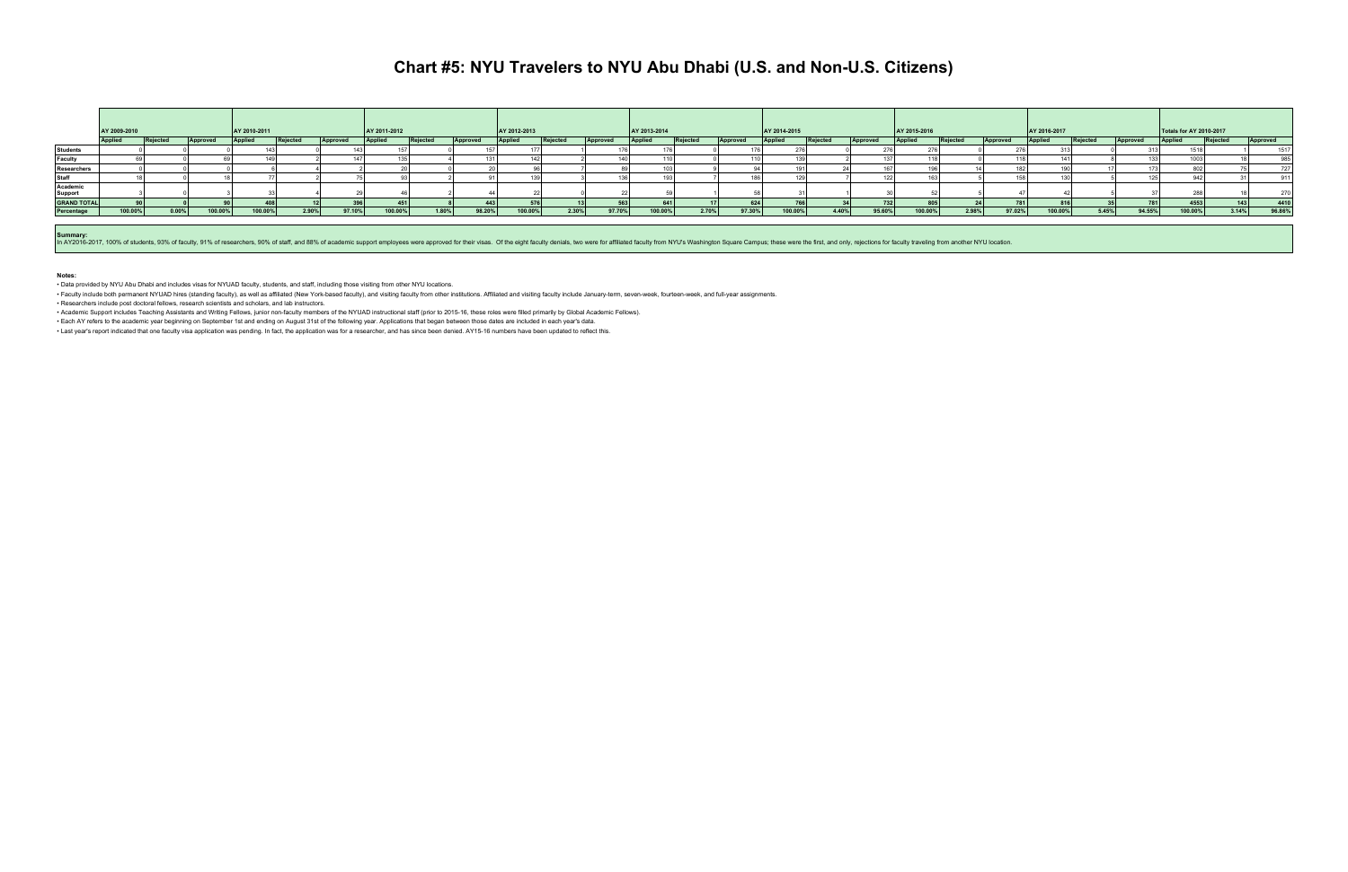# Chart #5: NYU Travelers to NYU Abu Dhabi (U.S. and Non-U.S. Citizens)

| | AY 2009-2010 | | | AY 2010-2011 | | | AY 2011-2012 | | | AY 2012-2013 | | | AY 2013-2014 | | | AY 2014-2015 | | | AY 2015-2016 | | | AY 2016-2017 | | | Totals for AY 2010-2017 | | |
|---|---|---|---|---|---|---|---|---|---|---|---|---|---|---|---|---|---|---|---|---|---|---|---|---|---|---|---|
| | Applied | Rejected | Approved | Applied | Rejected | Approved | Applied | Rejected | Approved | Applied | Rejected | Approved | Applied | Rejected | Approved | Applied | Rejected | Approved | Applied | Rejected | Approved | Applied | Rejected | Approved | Applied | Rejected | Approved |
| **Students** | 0 | 0 | 0 | 143 | 0 | 143 | 157 | 0 | 157 | 177 | 1 | 176 | 176 | 0 | 176 | 276 | 0 | 276 | 276 | 0 | 276 | 313 | 0 | 313 | 1518 | 1 | 1517 |
| **Faculty** | 69 | 0 | 69 | 149 | 2 | 147 | 135 | 4 | 131 | 142 | 2 | 140 | 110 | 0 | 110 | 139 | 2 | 137 | 118 | 0 | 118 | 141 | 8 | 133 | 1003 | 18 | 985 |
| **Researchers** | 0 | 0 | 0 | 6 | 4 | 2 | 20 | 0 | 20 | 96 | 7 | 89 | 103 | 9 | 94 | 191 | 24 | 167 | 196 | 14 | 182 | 190 | 17 | 173 | 802 | 75 | 727 |
| **Staff** | 18 | 0 | 18 | 77 | 2 | 75 | 93 | 2 | 91 | 139 | 3 | 136 | 193 | 7 | 186 | 129 | 7 | 122 | 163 | 5 | 158 | 130 | 5 | 125 | 942 | 31 | 911 |
| **Academic Support** | 3 | 0 | 3 | 33 | 4 | 29 | 46 | 2 | 44 | 22 | 0 | 22 | 59 | 1 | 58 | 31 | 1 | 30 | 52 | 5 | 47 | 42 | 5 | 37 | 288 | 18 | 270 |
| **GRAND TOTAL** | **90** | **0** | **90** | **408** | **12** | **396** | **451** | **8** | **443** | **576** | **13** | **563** | **641** | **17** | **624** | **766** | **34** | **732** | **805** | **24** | **781** | **816** | **35** | **781** | **4553** | **143** | **4410** |
| **Percentage** | **100.00%** | **0.00%** | **100.00%** | **100.00%** | **2.90%** | **97.10%** | **100.00%** | **1.80%** | **98.20%** | **100.00%** | **2.30%** | **97.70%** | **100.00%** | **2.70%** | **97.30%** | **100.00%** | **4.40%** | **95.60%** | **100.00%** | **2.98%** | **97.02%** | **100.00%** | **5.45%** | **94.55%** | **100.00%** | **3.14%** | **96.86%** |

**Summary:**
In AY2016-2017, 100% of students, 93% of faculty, 91% of researchers, 90% of staff, and 88% of academic support employees were approved for their visas. Of the eight faculty denials, two were for affiliated faculty from NYU's Washington Square Campus; these were the first, and only, rejections for faculty traveling from another NYU location.

**Notes:**

- Data provided by NYU Abu Dhabi and includes visas for NYUAD faculty, students, and staff, including those visiting from other NYU locations.
- Faculty include both permanent NYUAD hires (standing faculty), as well as affiliated (New York-based faculty), and visiting faculty from other institutions. Affiliated and visiting faculty include January-term, seven-week, fourteen-week, and full-year assignments.
- Researchers include post doctoral fellows, research scientists and scholars, and lab instructors.
- Academic Support includes Teaching Assistants and Writing Fellows, junior non-faculty members of the NYUAD instructional staff (prior to 2015-16, these roles were filled primarily by Global Academic Fellows).
- Each AY refers to the academic year beginning on September 1st and ending on August 31st of the following year. Applications that began between those dates are included in each year's data.
- Last year's report indicated that one faculty visa application was pending. In fact, the application was for a researcher, and has since been denied. AY15-16 numbers have been updated to reflect this.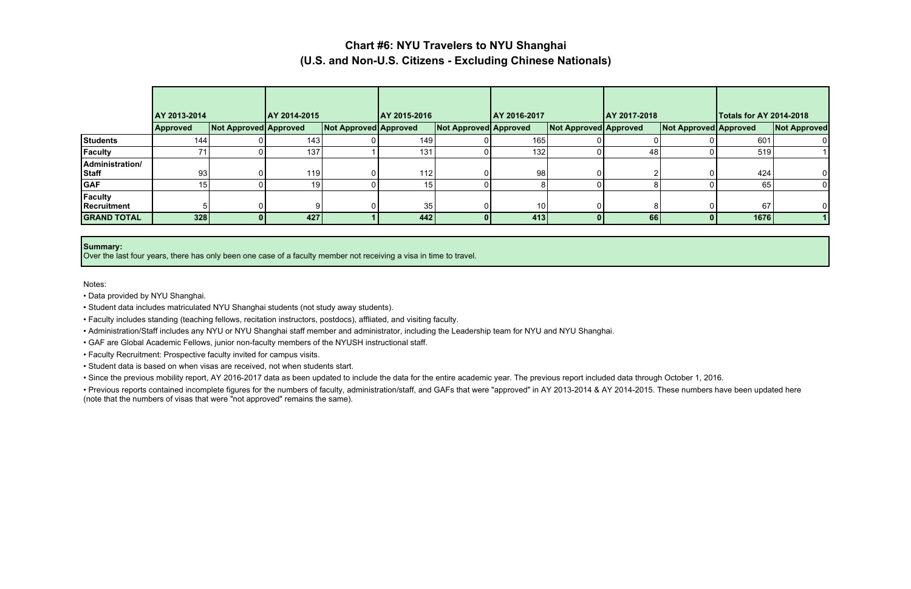# Chart #6: NYU Travelers to NYU Shanghai
## (U.S. and Non-U.S. Citizens - Excluding Chinese Nationals)

| | AY 2013-2014 | | AY 2014-2015 | | AY 2015-2016 | | AY 2016-2017 | | AY 2017-2018 | | Totals for AY 2014-2018 | |
|---|---|---|---|---|---|---|---|---|---|---|---|---|
| | **Approved** | **Not Approved** | **Approved** | **Not Approved** | **Approved** | **Not Approved** | **Approved** | **Not Approved** | **Approved** | **Not Approved** | **Approved** | **Not Approved** |
| **Students** | 144 | 0 | 143 | 0 | 149 | 0 | 165 | 0 | 0 | 0 | 601 | 0 |
| **Faculty** | 71 | 0 | 137 | 1 | 131 | 0 | 132 | 0 | 48 | 0 | 519 | 1 |
| **Administration/ Staff** | 93 | 0 | 119 | 0 | 112 | 0 | 98 | 0 | 2 | 0 | 424 | 0 |
| **GAF** | 15 | 0 | 19 | 0 | 15 | 0 | 8 | 0 | 8 | 0 | 65 | 0 |
| **Faculty Recruitment** | 5 | 0 | 9 | 0 | 35 | 0 | 10 | 0 | 8 | 0 | 67 | 0 |
| **GRAND TOTAL** | **328** | **0** | **427** | **1** | **442** | **0** | **413** | **0** | **66** | **0** | **1676** | **1** |

**Summary:**
Over the last four years, there has only been one case of a faculty member not receiving a visa in time to travel.

Notes:

- Data provided by NYU Shanghai.
- Student data includes matriculated NYU Shanghai students (not study away students).
- Faculty includes standing (teaching fellows, recitation instructors, postdocs), affliated, and visiting faculty.
- Administration/Staff includes any NYU or NYU Shanghai staff member and administrator, including the Leadership team for NYU and NYU Shanghai.
- GAF are Global Academic Fellows, junior non-faculty members of the NYUSH instructional staff.
- Faculty Recruitment: Prospective faculty invited for campus visits.
- Student data is based on when visas are received, not when students start.
- Since the previous mobility report, AY 2016-2017 data as been updated to include the data for the entire academic year. The previous report included data through October 1, 2016.
- Previous reports contained incomplete figures for the numbers of faculty, administration/staff, and GAFs that were "approved" in AY 2013-2014 & AY 2014-2015. These numbers have been updated here (note that the numbers of visas that were "not approved" remains the same).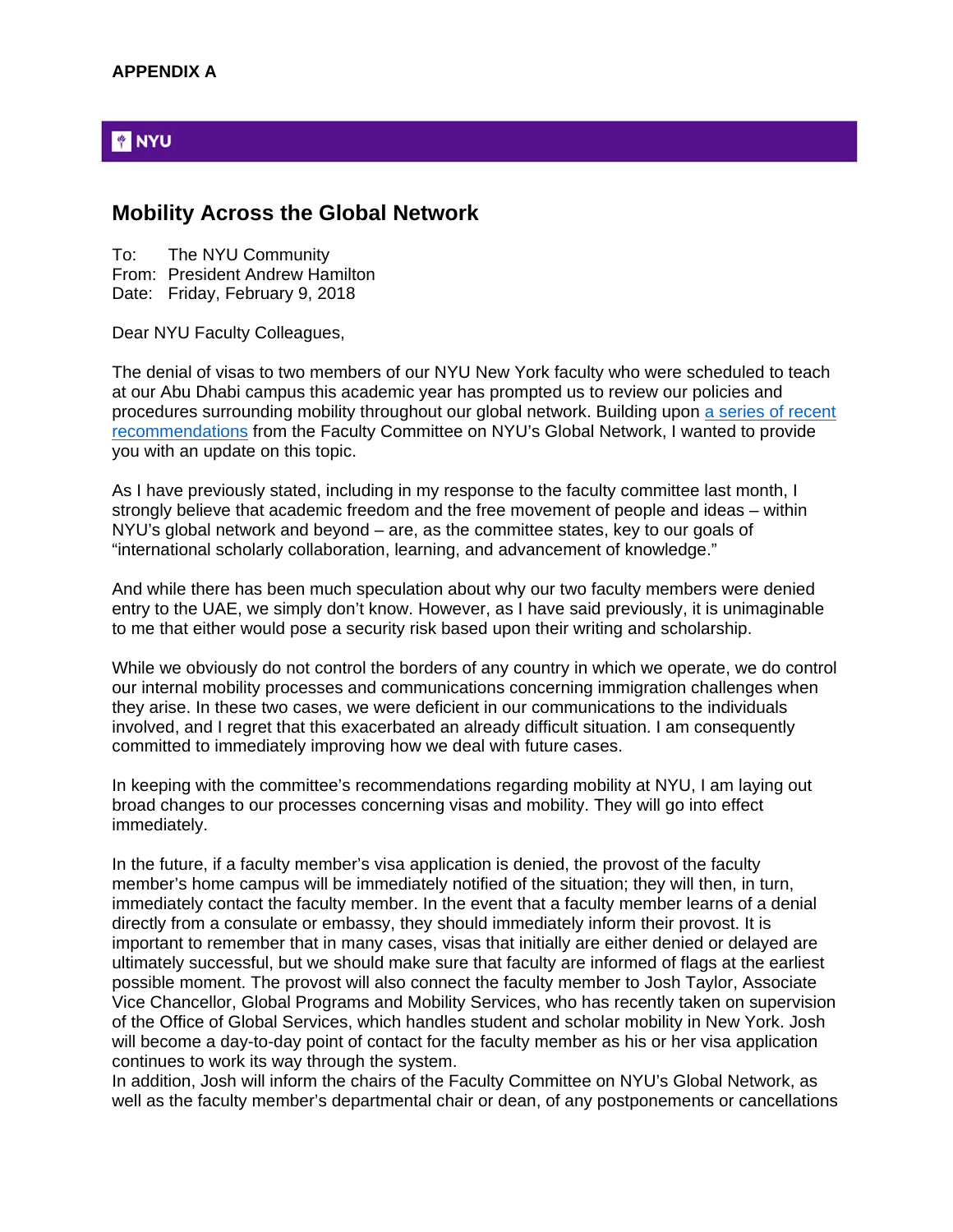**APPENDIX A**

NYU

## Mobility Across the Global Network

To: The NYU Community
From: President Andrew Hamilton
Date: Friday, February 9, 2018

Dear NYU Faculty Colleagues,

The denial of visas to two members of our NYU New York faculty who were scheduled to teach at our Abu Dhabi campus this academic year has prompted us to review our policies and procedures surrounding mobility throughout our global network. Building upon a series of recent recommendations from the Faculty Committee on NYU's Global Network, I wanted to provide you with an update on this topic.

As I have previously stated, including in my response to the faculty committee last month, I strongly believe that academic freedom and the free movement of people and ideas – within NYU's global network and beyond – are, as the committee states, key to our goals of "international scholarly collaboration, learning, and advancement of knowledge."

And while there has been much speculation about why our two faculty members were denied entry to the UAE, we simply don't know. However, as I have said previously, it is unimaginable to me that either would pose a security risk based upon their writing and scholarship.

While we obviously do not control the borders of any country in which we operate, we do control our internal mobility processes and communications concerning immigration challenges when they arise. In these two cases, we were deficient in our communications to the individuals involved, and I regret that this exacerbated an already difficult situation. I am consequently committed to immediately improving how we deal with future cases.

In keeping with the committee's recommendations regarding mobility at NYU, I am laying out broad changes to our processes concerning visas and mobility. They will go into effect immediately.

In the future, if a faculty member's visa application is denied, the provost of the faculty member's home campus will be immediately notified of the situation; they will then, in turn, immediately contact the faculty member. In the event that a faculty member learns of a denial directly from a consulate or embassy, they should immediately inform their provost. It is important to remember that in many cases, visas that initially are either denied or delayed are ultimately successful, but we should make sure that faculty are informed of flags at the earliest possible moment. The provost will also connect the faculty member to Josh Taylor, Associate Vice Chancellor, Global Programs and Mobility Services, who has recently taken on supervision of the Office of Global Services, which handles student and scholar mobility in New York. Josh will become a day-to-day point of contact for the faculty member as his or her visa application continues to work its way through the system.
In addition, Josh will inform the chairs of the Faculty Committee on NYU's Global Network, as well as the faculty member's departmental chair or dean, of any postponements or cancellations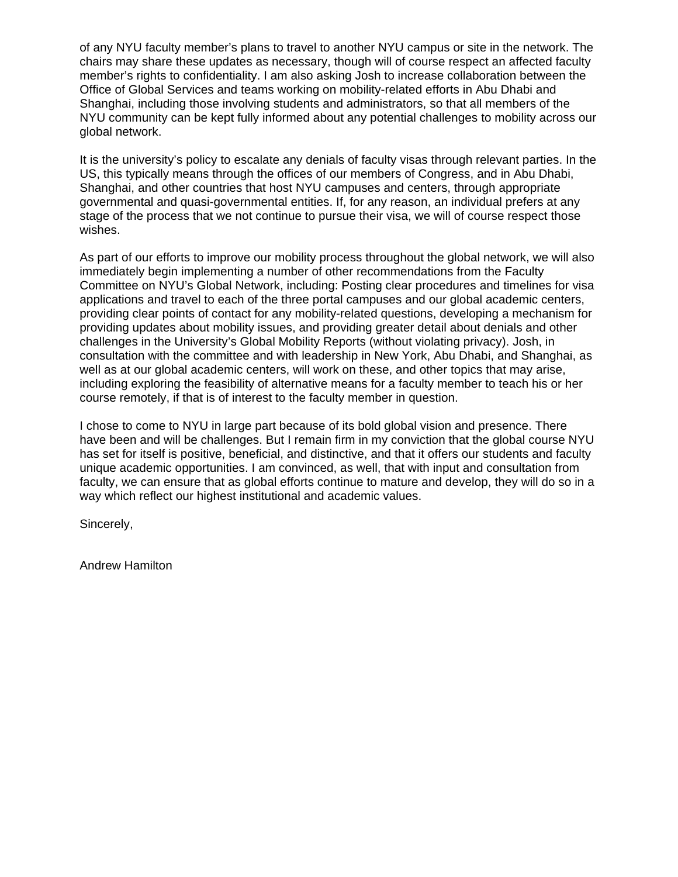of any NYU faculty member's plans to travel to another NYU campus or site in the network. The chairs may share these updates as necessary, though will of course respect an affected faculty member's rights to confidentiality. I am also asking Josh to increase collaboration between the Office of Global Services and teams working on mobility-related efforts in Abu Dhabi and Shanghai, including those involving students and administrators, so that all members of the NYU community can be kept fully informed about any potential challenges to mobility across our global network.

It is the university's policy to escalate any denials of faculty visas through relevant parties. In the US, this typically means through the offices of our members of Congress, and in Abu Dhabi, Shanghai, and other countries that host NYU campuses and centers, through appropriate governmental and quasi-governmental entities. If, for any reason, an individual prefers at any stage of the process that we not continue to pursue their visa, we will of course respect those wishes.

As part of our efforts to improve our mobility process throughout the global network, we will also immediately begin implementing a number of other recommendations from the Faculty Committee on NYU's Global Network, including: Posting clear procedures and timelines for visa applications and travel to each of the three portal campuses and our global academic centers, providing clear points of contact for any mobility-related questions, developing a mechanism for providing updates about mobility issues, and providing greater detail about denials and other challenges in the University's Global Mobility Reports (without violating privacy). Josh, in consultation with the committee and with leadership in New York, Abu Dhabi, and Shanghai, as well as at our global academic centers, will work on these, and other topics that may arise, including exploring the feasibility of alternative means for a faculty member to teach his or her course remotely, if that is of interest to the faculty member in question.

I chose to come to NYU in large part because of its bold global vision and presence. There have been and will be challenges. But I remain firm in my conviction that the global course NYU has set for itself is positive, beneficial, and distinctive, and that it offers our students and faculty unique academic opportunities. I am convinced, as well, that with input and consultation from faculty, we can ensure that as global efforts continue to mature and develop, they will do so in a way which reflect our highest institutional and academic values.

Sincerely,

Andrew Hamilton